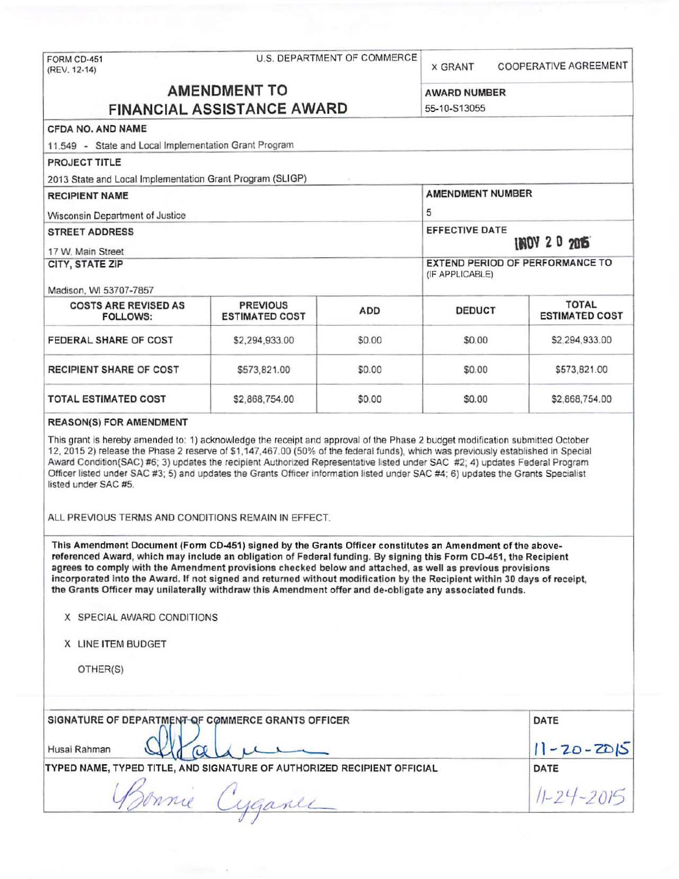FORM CD-451
(REV. 12-14)

U.S. DEPARTMENT OF COMMERCE

X GRANT     COOPERATIVE AGREEMENT

# AMENDMENT TO FINANCIAL ASSISTANCE AWARD

**AWARD NUMBER**
55-10-S13055

**CFDA NO. AND NAME**
11.549 - State and Local Implementation Grant Program

**PROJECT TITLE**
2013 State and Local Implementation Grant Program (SLIGP)

**RECIPIENT NAME**
Wisconsin Department of Justice

**AMENDMENT NUMBER**
5

**STREET ADDRESS**
17 W. Main Street

**EFFECTIVE DATE**
NOV 2 0 2015

**CITY, STATE ZIP**
Madison, WI 53707-7857

**EXTEND PERIOD OF PERFORMANCE TO** (IF APPLICABLE)

| COSTS ARE REVISED AS FOLLOWS: | PREVIOUS ESTIMATED COST | ADD | DEDUCT | TOTAL ESTIMATED COST |
|---|---|---|---|---|
| FEDERAL SHARE OF COST | $2,294,933.00 | $0.00 | $0.00 | $2,294,933.00 |
| RECIPIENT SHARE OF COST | $573,821.00 | $0.00 | $0.00 | $573,821.00 |
| TOTAL ESTIMATED COST | $2,868,754.00 | $0.00 | $0.00 | $2,868,754.00 |

**REASON(S) FOR AMENDMENT**

This grant is hereby amended to: 1) acknowledge the receipt and approval of the Phase 2 budget modification submitted October 12, 2015 2) release the Phase 2 reserve of $1,147,467.00 (50% of the federal funds), which was previously established in Special Award Condition(SAC) #6; 3) updates the recipient Authorized Representative listed under SAC #2; 4) updates Federal Program Officer listed under SAC #3; 5) and updates the Grants Officer information listed under SAC #4; 6) updates the Grants Specialist listed under SAC #5.

ALL PREVIOUS TERMS AND CONDITIONS REMAIN IN EFFECT.

**This Amendment Document (Form CD-451) signed by the Grants Officer constitutes an Amendment of the above-referenced Award, which may include an obligation of Federal funding. By signing this Form CD-451, the Recipient agrees to comply with the Amendment provisions checked below and attached, as well as previous provisions incorporated into the Award. If not signed and returned without modification by the Recipient within 30 days of receipt, the Grants Officer may unilaterally withdraw this Amendment offer and de-obligate any associated funds.**

X SPECIAL AWARD CONDITIONS

X LINE ITEM BUDGET

OTHER(S)

**SIGNATURE OF DEPARTMENT OF COMMERCE GRANTS OFFICER**
Husai Rahman

**DATE**
11-20-2015

**TYPED NAME, TYPED TITLE, AND SIGNATURE OF AUTHORIZED RECIPIENT OFFICIAL**
Bonnie Cyganek

**DATE**
11-24-2015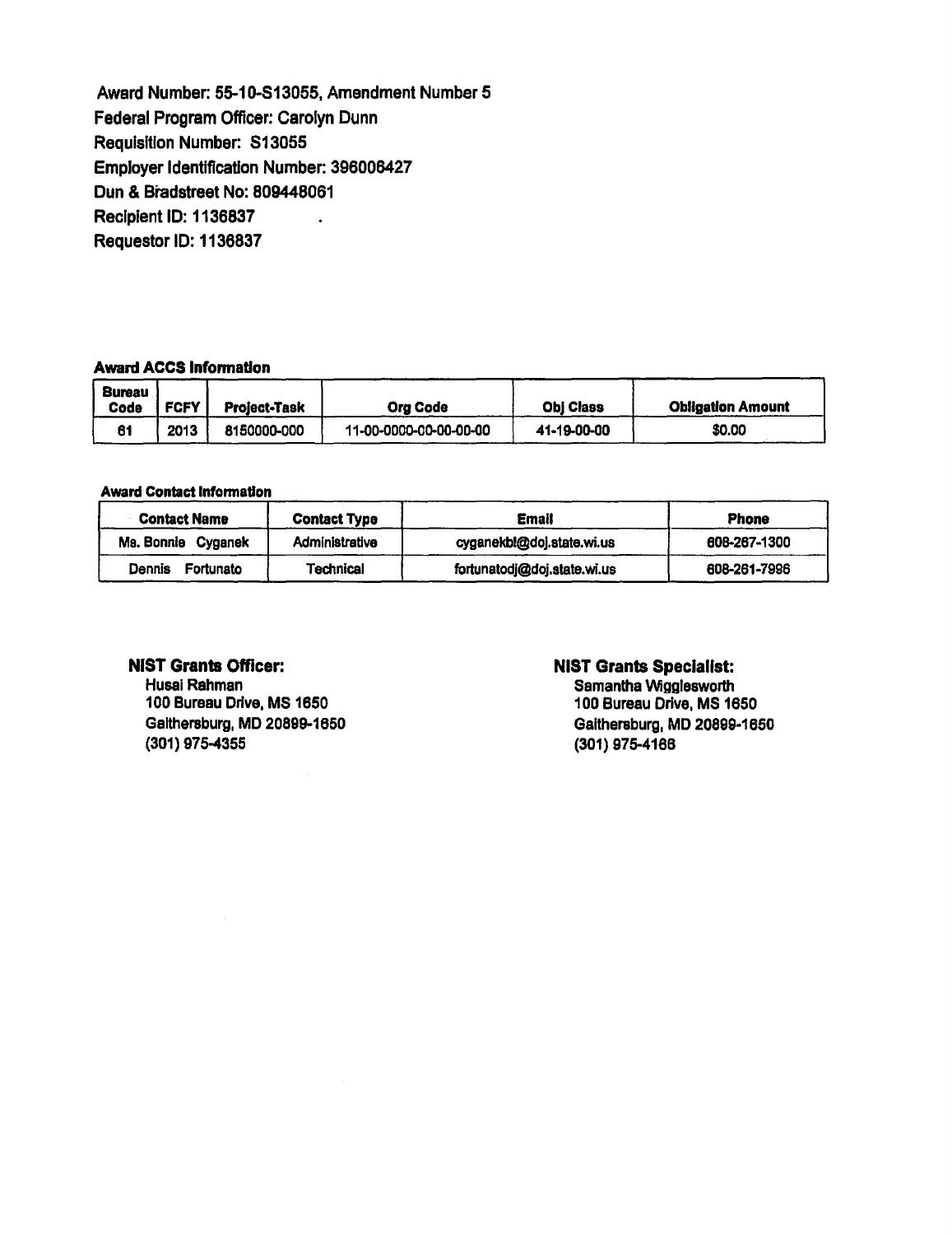Award Number: 55-10-S13055, Amendment Number 5
Federal Program Officer: Carolyn Dunn
Requisition Number: S13055
Employer Identification Number: 396006427
Dun & Bradstreet No: 809448061
Recipient ID: 1136837
Requestor ID: 1136837

### Award ACCS Information

| Bureau Code | FCFY | Project-Task | Org Code | Obj Class | Obligation Amount |
|---|---|---|---|---|---|
| 61 | 2013 | 8150000-000 | 11-00-0000-00-00-00-00 | 41-19-00-00 | $0.00 |

### Award Contact Information

| Contact Name | Contact Type | Email | Phone |
|---|---|---|---|
| Ms. Bonnie Cyganek | Administrative | cyganekbl@doj.state.wi.us | 608-267-1300 |
| Dennis Fortunato | Technical | fortunatodj@doj.state.wi.us | 608-261-7996 |

**NIST Grants Officer:**
Husai Rahman
100 Bureau Drive, MS 1650
Gaithersburg, MD 20899-1650
(301) 975-4355

**NIST Grants Specialist:**
Samantha Wigglesworth
100 Bureau Drive, MS 1650
Gaithersburg, MD 20899-1650
(301) 975-4166